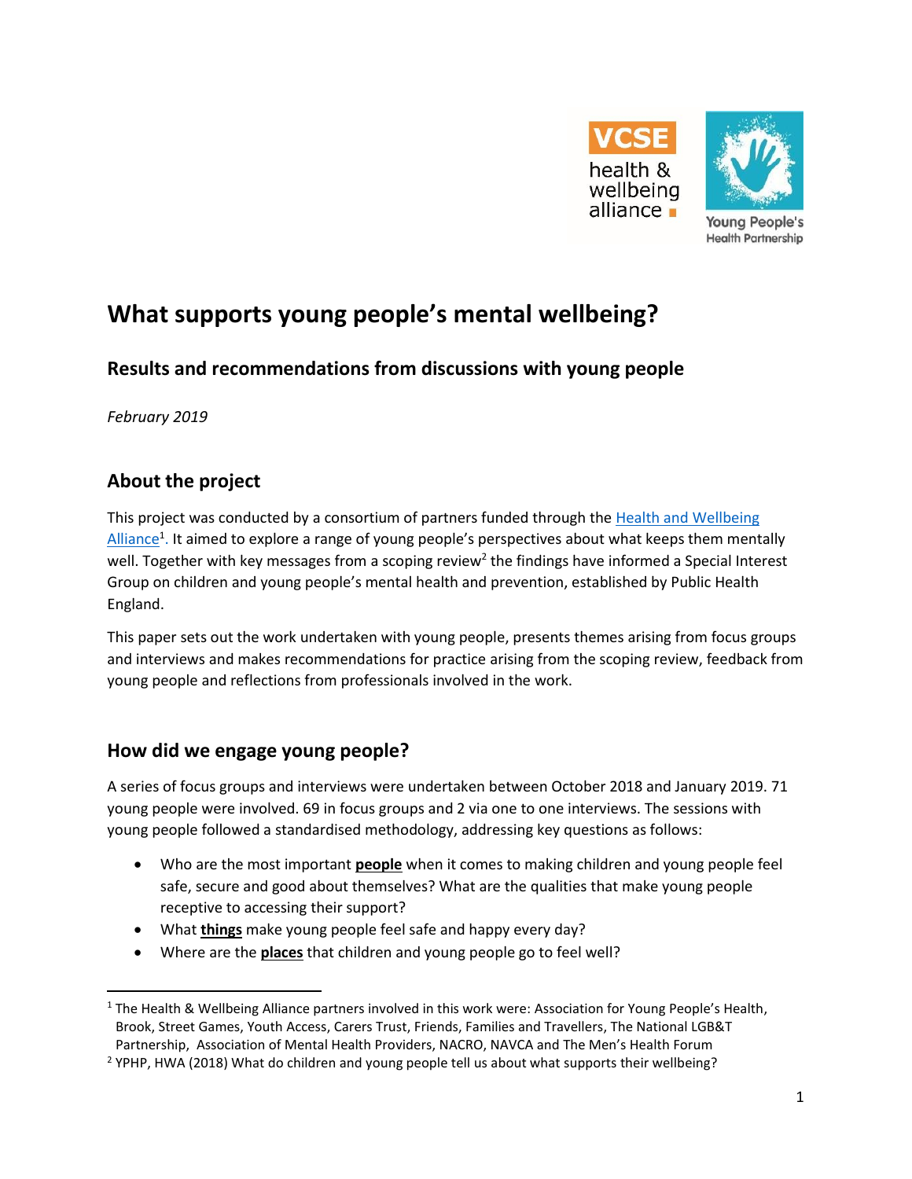# What supports young people's mental wellbeing?

## Results and recommendations from discussions with young people

*February 2019*

## About the project

This project was conducted by a consortium of partners funded through the Health and Wellbeing Alliance[1]. It aimed to explore a range of young people's perspectives about what keeps them mentally well. Together with key messages from a scoping review[2] the findings have informed a Special Interest Group on children and young people's mental health and prevention, established by Public Health England.

This paper sets out the work undertaken with young people, presents themes arising from focus groups and interviews and makes recommendations for practice arising from the scoping review, feedback from young people and reflections from professionals involved in the work.

## How did we engage young people?

A series of focus groups and interviews were undertaken between October 2018 and January 2019. 71 young people were involved. 69 in focus groups and 2 via one to one interviews. The sessions with young people followed a standardised methodology, addressing key questions as follows:

- Who are the most important **people** when it comes to making children and young people feel safe, secure and good about themselves? What are the qualities that make young people receptive to accessing their support?
- What **things** make young people feel safe and happy every day?
- Where are the **places** that children and young people go to feel well?

---

[1] The Health & Wellbeing Alliance partners involved in this work were: Association for Young People's Health, Brook, Street Games, Youth Access, Carers Trust, Friends, Families and Travellers, The National LGB&T Partnership, Association of Mental Health Providers, NACRO, NAVCA and The Men's Health Forum

[2] YPHP, HWA (2018) What do children and young people tell us about what supports their wellbeing?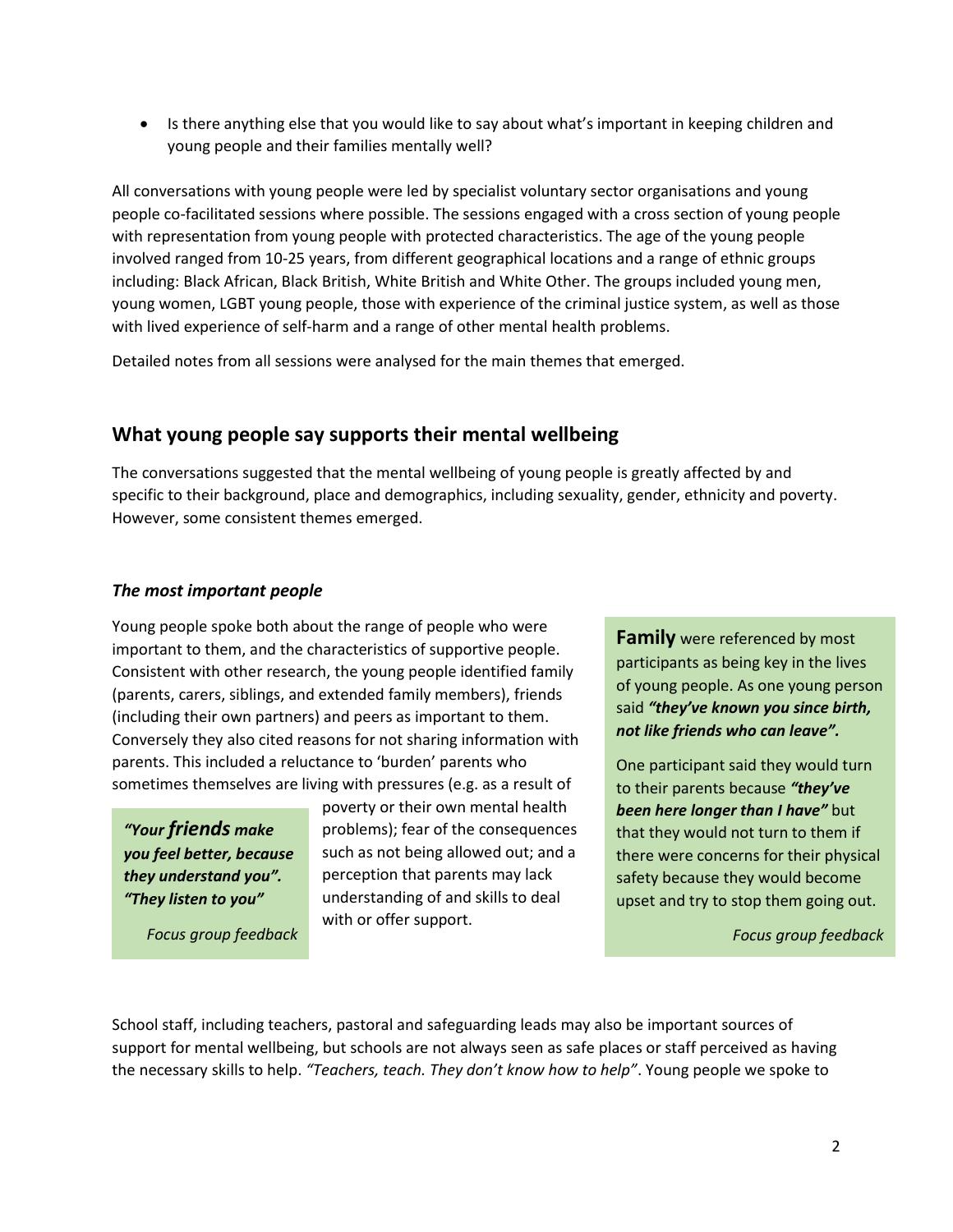- Is there anything else that you would like to say about what's important in keeping children and young people and their families mentally well?

All conversations with young people were led by specialist voluntary sector organisations and young people co-facilitated sessions where possible. The sessions engaged with a cross section of young people with representation from young people with protected characteristics. The age of the young people involved ranged from 10-25 years, from different geographical locations and a range of ethnic groups including: Black African, Black British, White British and White Other. The groups included young men, young women, LGBT young people, those with experience of the criminal justice system, as well as those with lived experience of self-harm and a range of other mental health problems.

Detailed notes from all sessions were analysed for the main themes that emerged.

## What young people say supports their mental wellbeing

The conversations suggested that the mental wellbeing of young people is greatly affected by and specific to their background, place and demographics, including sexuality, gender, ethnicity and poverty. However, some consistent themes emerged.

### *The most important people*

Young people spoke both about the range of people who were important to them, and the characteristics of supportive people. Consistent with other research, the young people identified family (parents, carers, siblings, and extended family members), friends (including their own partners) and peers as important to them. Conversely they also cited reasons for not sharing information with parents. This included a reluctance to 'burden' parents who sometimes themselves are living with pressures (e.g. as a result of poverty or their own mental health problems); fear of the consequences such as not being allowed out; and a perception that parents may lack understanding of and skills to deal with or offer support.

> ***"Your friends make you feel better, because they understand you". "They listen to you"***
>
> *Focus group feedback*

> **Family** were referenced by most participants as being key in the lives of young people. As one young person said ***"they've known you since birth, not like friends who can leave".***
>
> One participant said they would turn to their parents because ***"they've been here longer than I have"*** but that they would not turn to them if there were concerns for their physical safety because they would become upset and try to stop them going out.
>
> *Focus group feedback*

School staff, including teachers, pastoral and safeguarding leads may also be important sources of support for mental wellbeing, but schools are not always seen as safe places or staff perceived as having the necessary skills to help. *"Teachers, teach. They don't know how to help"*. Young people we spoke to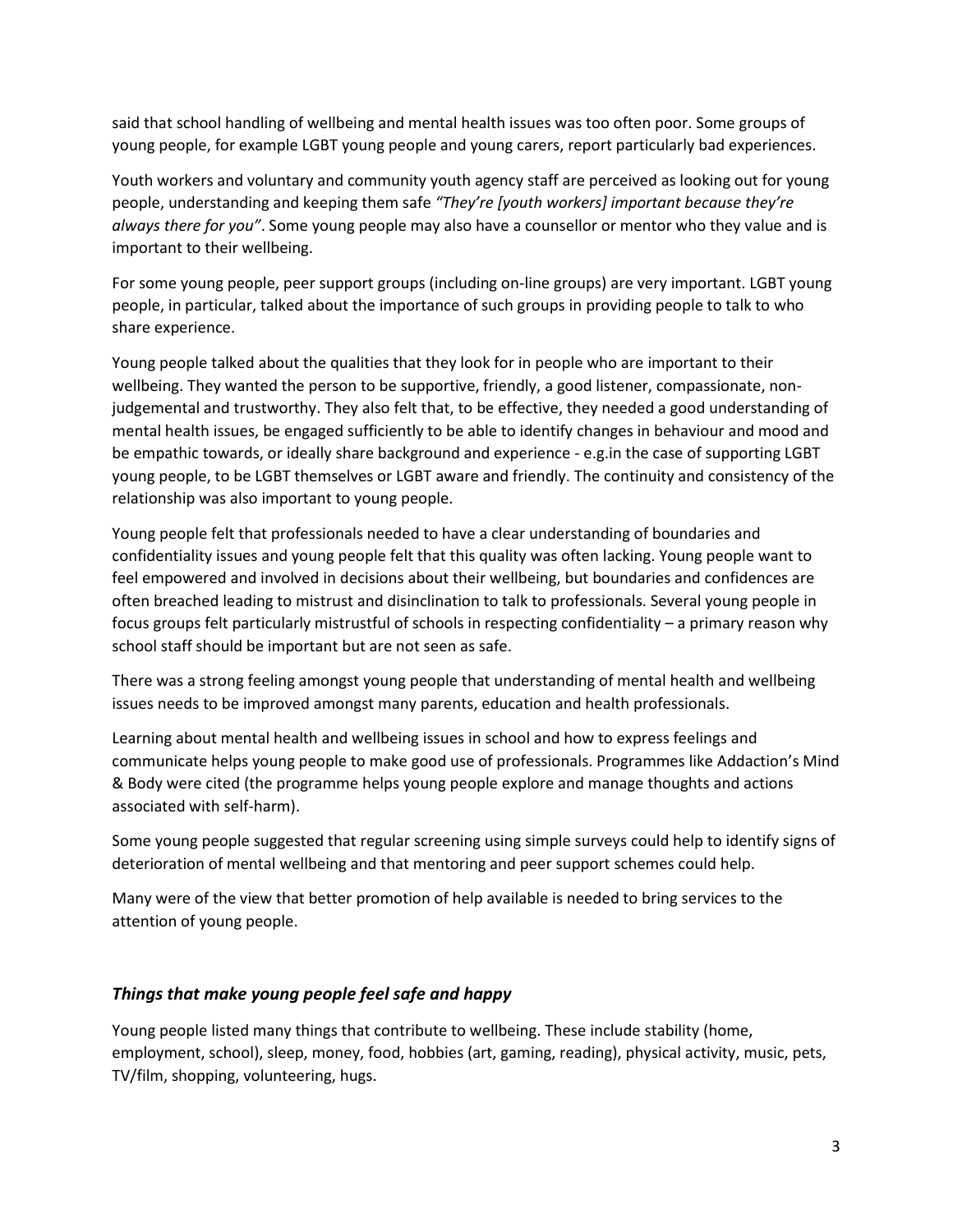said that school handling of wellbeing and mental health issues was too often poor. Some groups of young people, for example LGBT young people and young carers, report particularly bad experiences.

Youth workers and voluntary and community youth agency staff are perceived as looking out for young people, understanding and keeping them safe *"They're [youth workers] important because they're always there for you"*. Some young people may also have a counsellor or mentor who they value and is important to their wellbeing.

For some young people, peer support groups (including on-line groups) are very important. LGBT young people, in particular, talked about the importance of such groups in providing people to talk to who share experience.

Young people talked about the qualities that they look for in people who are important to their wellbeing. They wanted the person to be supportive, friendly, a good listener, compassionate, non-judgemental and trustworthy. They also felt that, to be effective, they needed a good understanding of mental health issues, be engaged sufficiently to be able to identify changes in behaviour and mood and be empathic towards, or ideally share background and experience - e.g.in the case of supporting LGBT young people, to be LGBT themselves or LGBT aware and friendly. The continuity and consistency of the relationship was also important to young people.

Young people felt that professionals needed to have a clear understanding of boundaries and confidentiality issues and young people felt that this quality was often lacking. Young people want to feel empowered and involved in decisions about their wellbeing, but boundaries and confidences are often breached leading to mistrust and disinclination to talk to professionals. Several young people in focus groups felt particularly mistrustful of schools in respecting confidentiality – a primary reason why school staff should be important but are not seen as safe.

There was a strong feeling amongst young people that understanding of mental health and wellbeing issues needs to be improved amongst many parents, education and health professionals.

Learning about mental health and wellbeing issues in school and how to express feelings and communicate helps young people to make good use of professionals. Programmes like Addaction's Mind & Body were cited (the programme helps young people explore and manage thoughts and actions associated with self-harm).

Some young people suggested that regular screening using simple surveys could help to identify signs of deterioration of mental wellbeing and that mentoring and peer support schemes could help.

Many were of the view that better promotion of help available is needed to bring services to the attention of young people.

### *Things that make young people feel safe and happy*

Young people listed many things that contribute to wellbeing. These include stability (home, employment, school), sleep, money, food, hobbies (art, gaming, reading), physical activity, music, pets, TV/film, shopping, volunteering, hugs.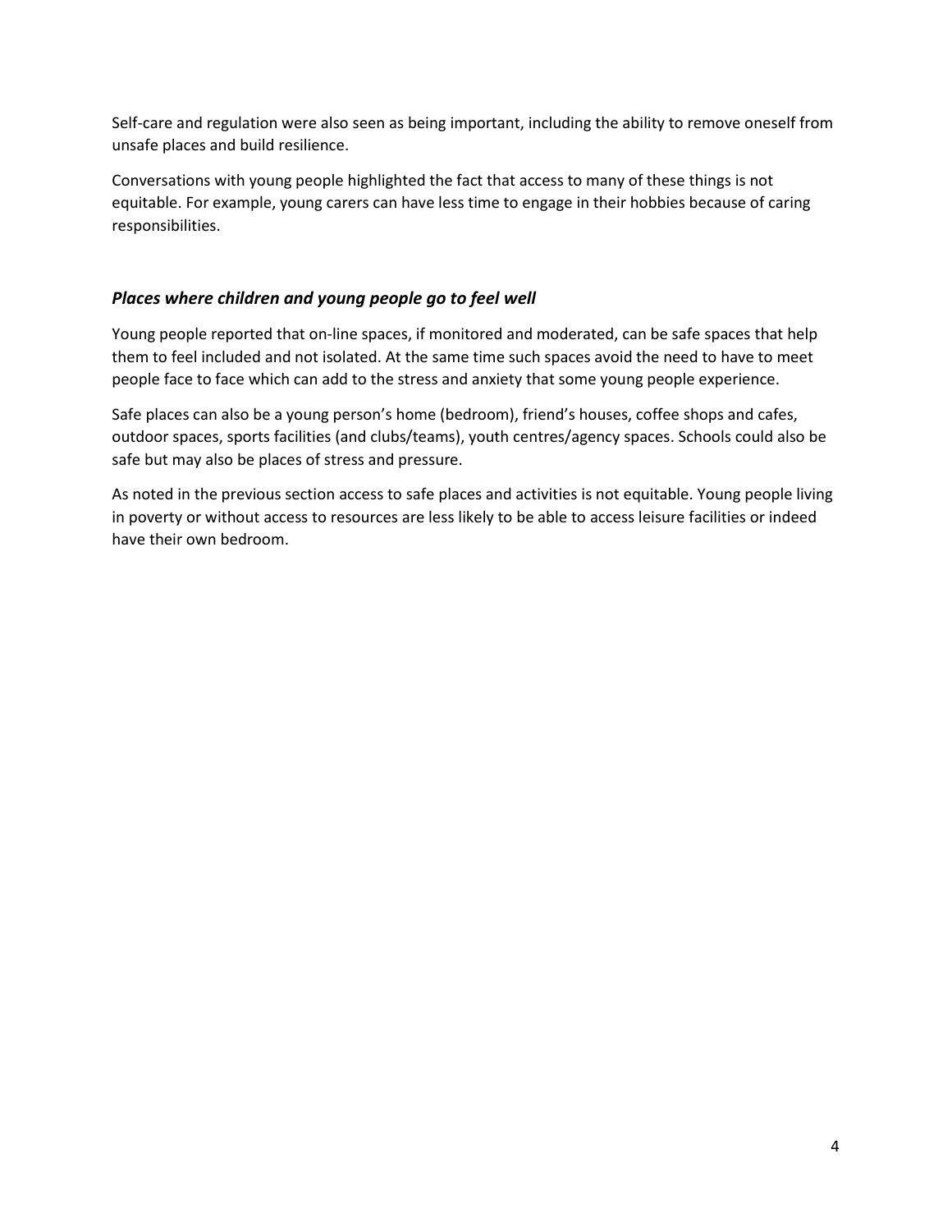Self-care and regulation were also seen as being important, including the ability to remove oneself from unsafe places and build resilience.

Conversations with young people highlighted the fact that access to many of these things is not equitable. For example, young carers can have less time to engage in their hobbies because of caring responsibilities.

### *Places where children and young people go to feel well*

Young people reported that on-line spaces, if monitored and moderated, can be safe spaces that help them to feel included and not isolated. At the same time such spaces avoid the need to have to meet people face to face which can add to the stress and anxiety that some young people experience.

Safe places can also be a young person's home (bedroom), friend's houses, coffee shops and cafes, outdoor spaces, sports facilities (and clubs/teams), youth centres/agency spaces. Schools could also be safe but may also be places of stress and pressure.

As noted in the previous section access to safe places and activities is not equitable. Young people living in poverty or without access to resources are less likely to be able to access leisure facilities or indeed have their own bedroom.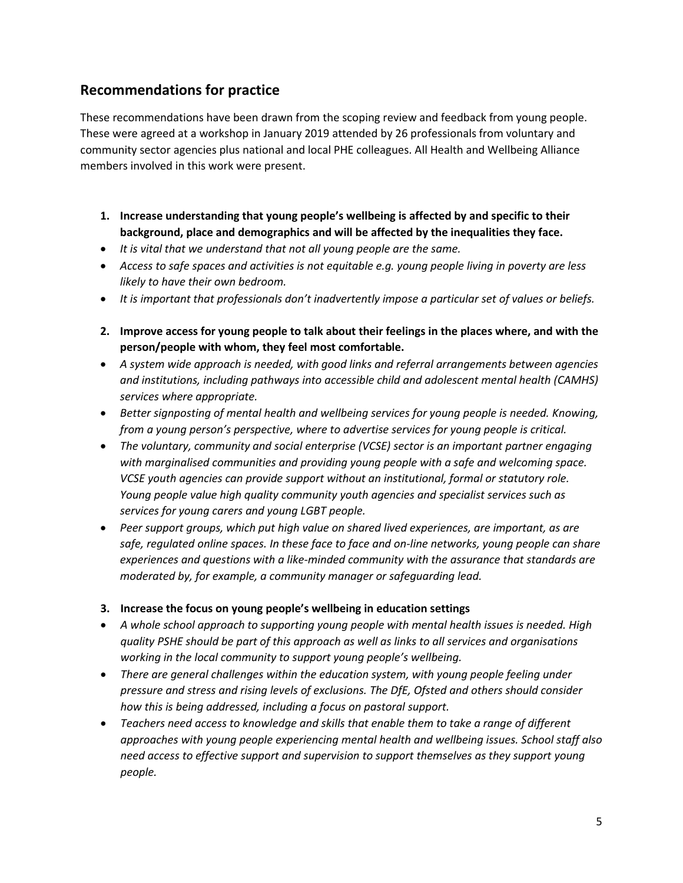## Recommendations for practice

These recommendations have been drawn from the scoping review and feedback from young people. These were agreed at a workshop in January 2019 attended by 26 professionals from voluntary and community sector agencies plus national and local PHE colleagues. All Health and Wellbeing Alliance members involved in this work were present.

1. **Increase understanding that young people's wellbeing is affected by and specific to their background, place and demographics and will be affected by the inequalities they face.**

- *It is vital that we understand that not all young people are the same.*
- *Access to safe spaces and activities is not equitable e.g. young people living in poverty are less likely to have their own bedroom.*
- *It is important that professionals don't inadvertently impose a particular set of values or beliefs.*

2. **Improve access for young people to talk about their feelings in the places where, and with the person/people with whom, they feel most comfortable.**

- *A system wide approach is needed, with good links and referral arrangements between agencies and institutions, including pathways into accessible child and adolescent mental health (CAMHS) services where appropriate.*
- *Better signposting of mental health and wellbeing services for young people is needed. Knowing, from a young person's perspective, where to advertise services for young people is critical.*
- *The voluntary, community and social enterprise (VCSE) sector is an important partner engaging with marginalised communities and providing young people with a safe and welcoming space. VCSE youth agencies can provide support without an institutional, formal or statutory role. Young people value high quality community youth agencies and specialist services such as services for young carers and young LGBT people.*
- *Peer support groups, which put high value on shared lived experiences, are important, as are safe, regulated online spaces. In these face to face and on-line networks, young people can share experiences and questions with a like-minded community with the assurance that standards are moderated by, for example, a community manager or safeguarding lead.*

3. **Increase the focus on young people's wellbeing in education settings**

- *A whole school approach to supporting young people with mental health issues is needed. High quality PSHE should be part of this approach as well as links to all services and organisations working in the local community to support young people's wellbeing.*
- *There are general challenges within the education system, with young people feeling under pressure and stress and rising levels of exclusions. The DfE, Ofsted and others should consider how this is being addressed, including a focus on pastoral support.*
- *Teachers need access to knowledge and skills that enable them to take a range of different approaches with young people experiencing mental health and wellbeing issues. School staff also need access to effective support and supervision to support themselves as they support young people.*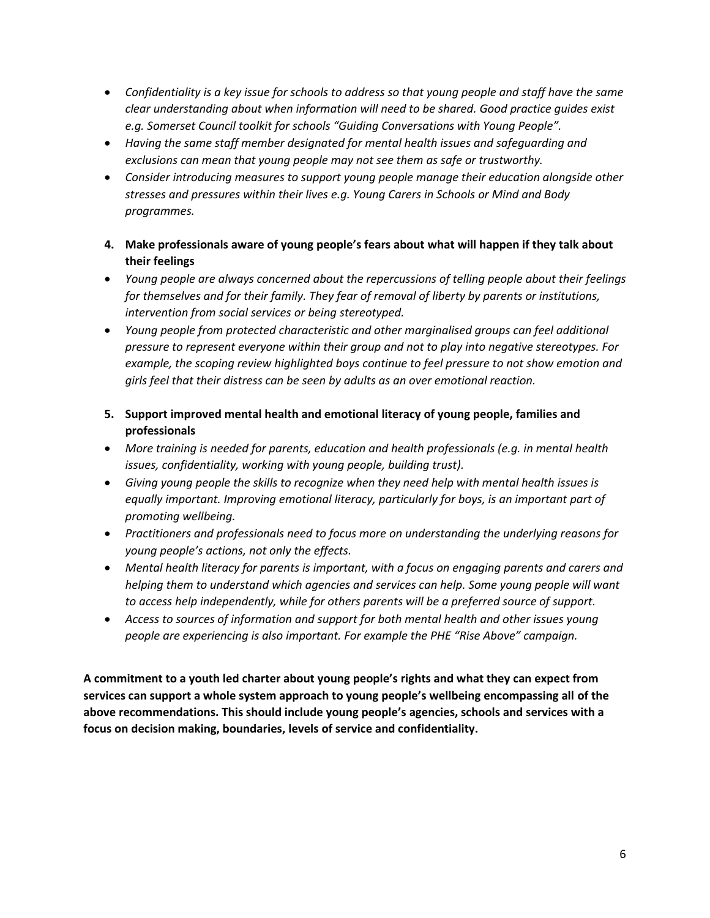- *Confidentiality is a key issue for schools to address so that young people and staff have the same clear understanding about when information will need to be shared. Good practice guides exist e.g. Somerset Council toolkit for schools "Guiding Conversations with Young People".*
- *Having the same staff member designated for mental health issues and safeguarding and exclusions can mean that young people may not see them as safe or trustworthy.*
- *Consider introducing measures to support young people manage their education alongside other stresses and pressures within their lives e.g. Young Carers in Schools or Mind and Body programmes.*

**4. Make professionals aware of young people's fears about what will happen if they talk about their feelings**

- *Young people are always concerned about the repercussions of telling people about their feelings for themselves and for their family. They fear of removal of liberty by parents or institutions, intervention from social services or being stereotyped.*
- *Young people from protected characteristic and other marginalised groups can feel additional pressure to represent everyone within their group and not to play into negative stereotypes. For example, the scoping review highlighted boys continue to feel pressure to not show emotion and girls feel that their distress can be seen by adults as an over emotional reaction.*

**5. Support improved mental health and emotional literacy of young people, families and professionals**

- *More training is needed for parents, education and health professionals (e.g. in mental health issues, confidentiality, working with young people, building trust).*
- *Giving young people the skills to recognize when they need help with mental health issues is equally important. Improving emotional literacy, particularly for boys, is an important part of promoting wellbeing.*
- *Practitioners and professionals need to focus more on understanding the underlying reasons for young people's actions, not only the effects.*
- *Mental health literacy for parents is important, with a focus on engaging parents and carers and helping them to understand which agencies and services can help. Some young people will want to access help independently, while for others parents will be a preferred source of support.*
- *Access to sources of information and support for both mental health and other issues young people are experiencing is also important. For example the PHE "Rise Above" campaign.*

**A commitment to a youth led charter about young people's rights and what they can expect from services can support a whole system approach to young people's wellbeing encompassing all of the above recommendations. This should include young people's agencies, schools and services with a focus on decision making, boundaries, levels of service and confidentiality.**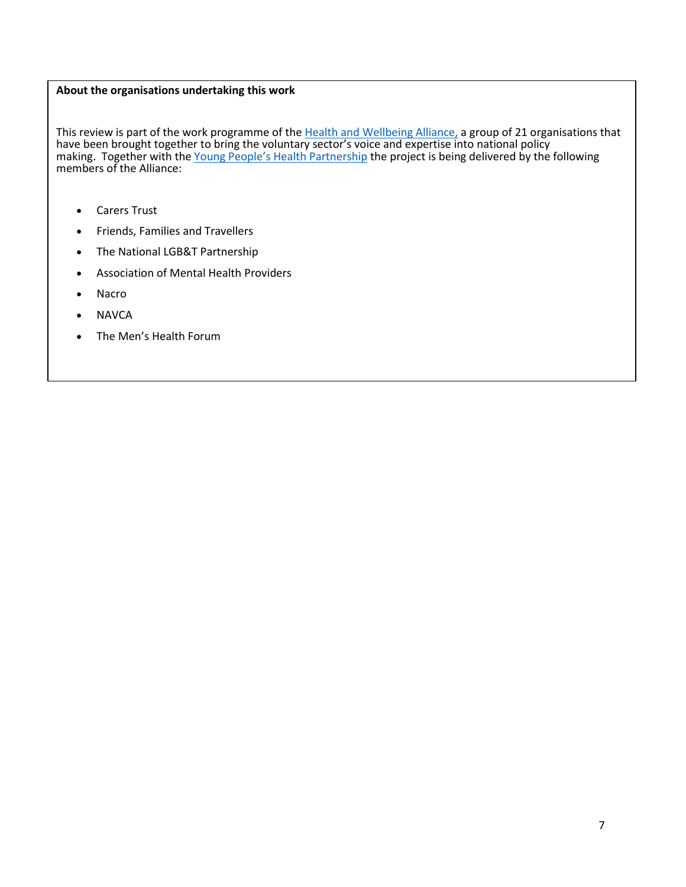**About the organisations undertaking this work**

This review is part of the work programme of the Health and Wellbeing Alliance, a group of 21 organisations that have been brought together to bring the voluntary sector's voice and expertise into national policy making. Together with the Young People's Health Partnership the project is being delivered by the following members of the Alliance:

- Carers Trust
- Friends, Families and Travellers
- The National LGB&T Partnership
- Association of Mental Health Providers
- Nacro
- NAVCA
- The Men's Health Forum